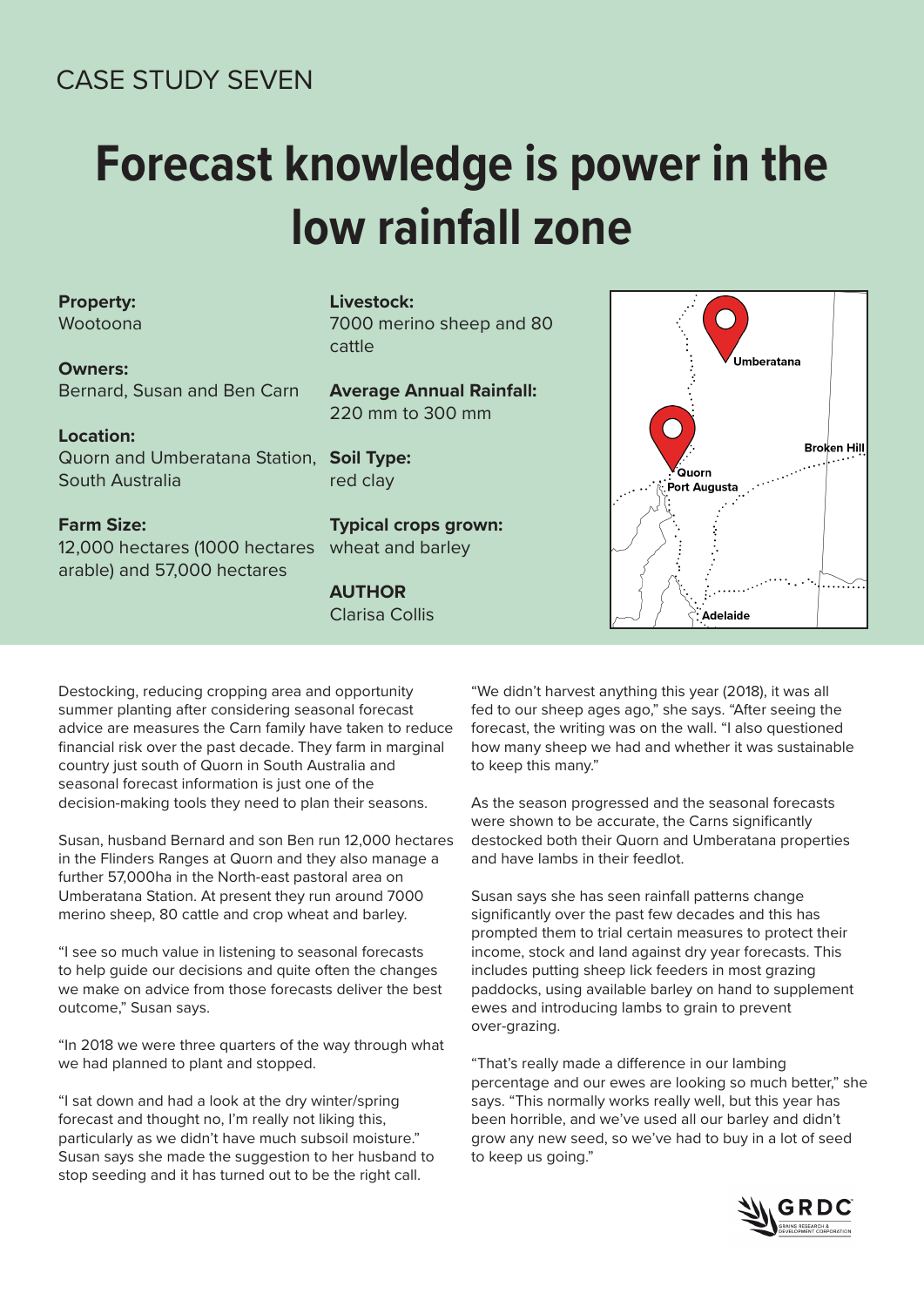CASE STUDY SEVEN

# Forecast knowledge is power in the low rainfall zone

**Property:**
Wootoona

**Owners:**
Bernard, Susan and Ben Carn

**Location:**
Quorn and Umberatana Station, South Australia

**Farm Size:**
12,000 hectares (1000 hectares arable) and 57,000 hectares

**Livestock:**
7000 merino sheep and 80 cattle

**Average Annual Rainfall:**
220 mm to 300 mm

**Soil Type:**
red clay

**Typical crops grown:**
wheat and barley

**AUTHOR**
Clarisa Collis

Destocking, reducing cropping area and opportunity summer planting after considering seasonal forecast advice are measures the Carn family have taken to reduce financial risk over the past decade. They farm in marginal country just south of Quorn in South Australia and seasonal forecast information is just one of the decision-making tools they need to plan their seasons.

Susan, husband Bernard and son Ben run 12,000 hectares in the Flinders Ranges at Quorn and they also manage a further 57,000ha in the North-east pastoral area on Umberatana Station. At present they run around 7000 merino sheep, 80 cattle and crop wheat and barley.

"I see so much value in listening to seasonal forecasts to help guide our decisions and quite often the changes we make on advice from those forecasts deliver the best outcome," Susan says.

"In 2018 we were three quarters of the way through what we had planned to plant and stopped.

"I sat down and had a look at the dry winter/spring forecast and thought no, I'm really not liking this, particularly as we didn't have much subsoil moisture." Susan says she made the suggestion to her husband to stop seeding and it has turned out to be the right call.

"We didn't harvest anything this year (2018), it was all fed to our sheep ages ago," she says. "After seeing the forecast, the writing was on the wall. "I also questioned how many sheep we had and whether it was sustainable to keep this many."

As the season progressed and the seasonal forecasts were shown to be accurate, the Carns significantly destocked both their Quorn and Umberatana properties and have lambs in their feedlot.

Susan says she has seen rainfall patterns change significantly over the past few decades and this has prompted them to trial certain measures to protect their income, stock and land against dry year forecasts. This includes putting sheep lick feeders in most grazing paddocks, using available barley on hand to supplement ewes and introducing lambs to grain to prevent over-grazing.

"That's really made a difference in our lambing percentage and our ewes are looking so much better," she says. "This normally works really well, but this year has been horrible, and we've used all our barley and didn't grow any new seed, so we've had to buy in a lot of seed to keep us going."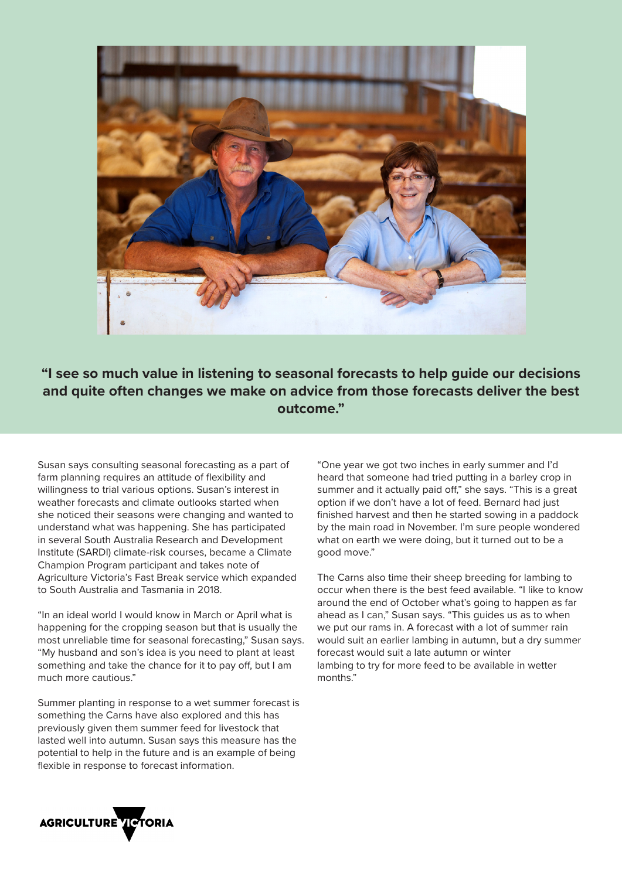**"I see so much value in listening to seasonal forecasts to help guide our decisions and quite often changes we make on advice from those forecasts deliver the best outcome."**

Susan says consulting seasonal forecasting as a part of farm planning requires an attitude of flexibility and willingness to trial various options. Susan's interest in weather forecasts and climate outlooks started when she noticed their seasons were changing and wanted to understand what was happening. She has participated in several South Australia Research and Development Institute (SARDI) climate-risk courses, became a Climate Champion Program participant and takes note of Agriculture Victoria's Fast Break service which expanded to South Australia and Tasmania in 2018.

"In an ideal world I would know in March or April what is happening for the cropping season but that is usually the most unreliable time for seasonal forecasting," Susan says. "My husband and son's idea is you need to plant at least something and take the chance for it to pay off, but I am much more cautious."

Summer planting in response to a wet summer forecast is something the Carns have also explored and this has previously given them summer feed for livestock that lasted well into autumn. Susan says this measure has the potential to help in the future and is an example of being flexible in response to forecast information.

"One year we got two inches in early summer and I'd heard that someone had tried putting in a barley crop in summer and it actually paid off," she says. "This is a great option if we don't have a lot of feed. Bernard had just finished harvest and then he started sowing in a paddock by the main road in November. I'm sure people wondered what on earth we were doing, but it turned out to be a good move."

The Carns also time their sheep breeding for lambing to occur when there is the best feed available. "I like to know around the end of October what's going to happen as far ahead as I can," Susan says. "This guides us as to when we put our rams in. A forecast with a lot of summer rain would suit an earlier lambing in autumn, but a dry summer forecast would suit a late autumn or winter lambing to try for more feed to be available in wetter months."

AGRICULTURE VICTORIA